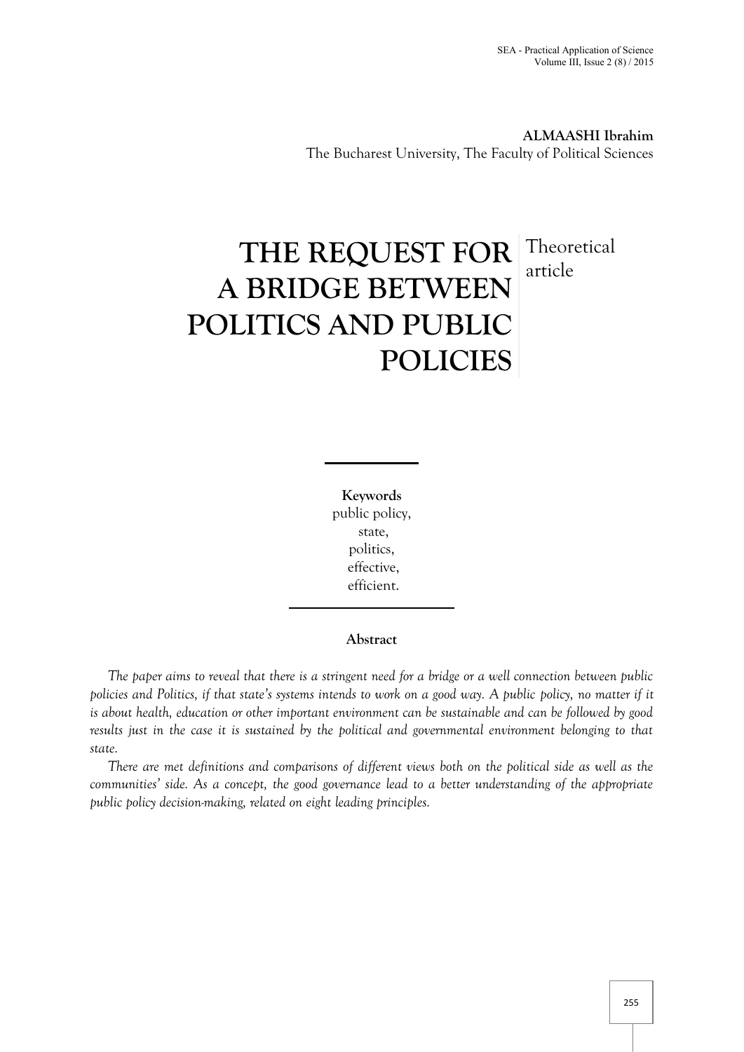**ALMAASHI Ibrahim**
The Bucharest University, The Faculty of Political Sciences

# THE REQUEST FOR A BRIDGE BETWEEN POLITICS AND PUBLIC POLICIES

Theoretical article

**Keywords**
public policy,
state,
politics,
effective,
efficient.

**Abstract**

*The paper aims to reveal that there is a stringent need for a bridge or a well connection between public policies and Politics, if that state's systems intends to work on a good way. A public policy, no matter if it is about health, education or other important environment can be sustainable and can be followed by good results just in the case it is sustained by the political and governmental environment belonging to that state.*

*There are met definitions and comparisons of different views both on the political side as well as the communities' side. As a concept, the good governance lead to a better understanding of the appropriate public policy decision-making, related on eight leading principles.*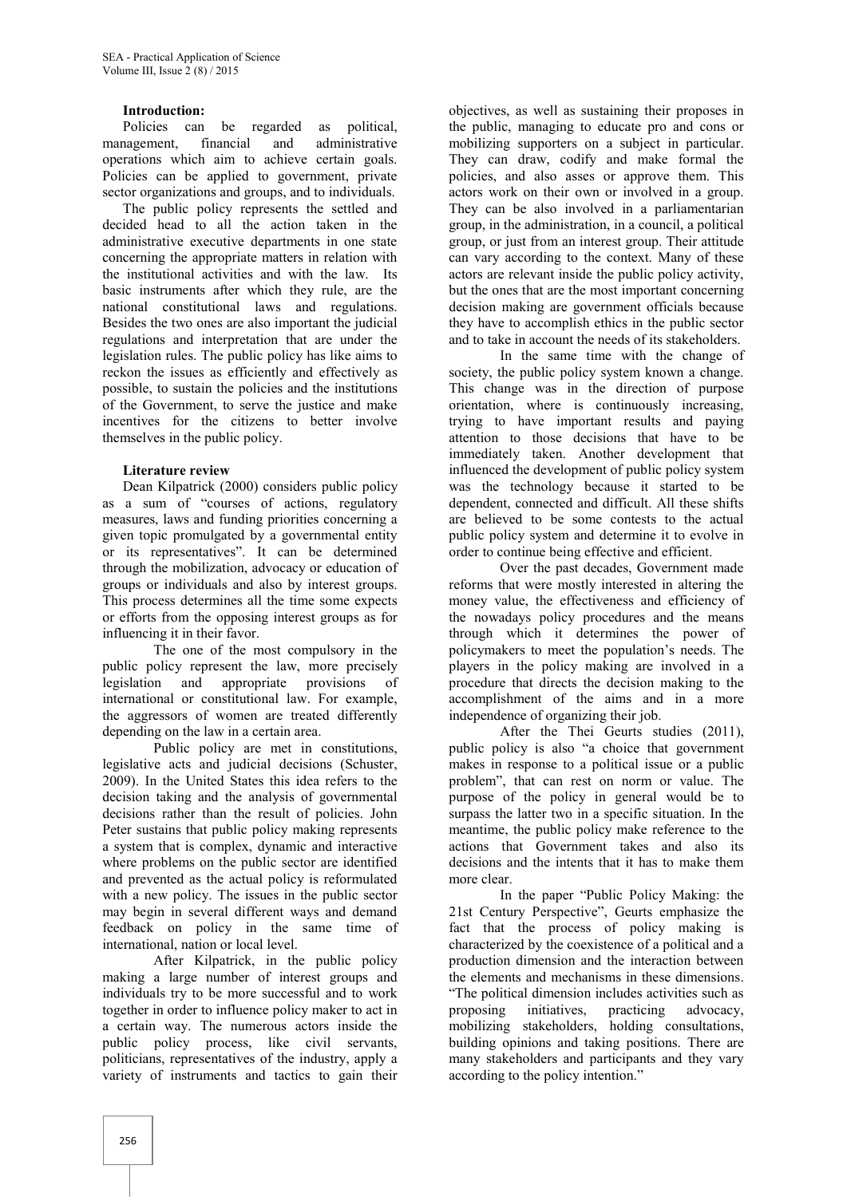**Introduction:**

Policies can be regarded as political, management, financial and administrative operations which aim to achieve certain goals. Policies can be applied to government, private sector organizations and groups, and to individuals.

The public policy represents the settled and decided head to all the action taken in the administrative executive departments in one state concerning the appropriate matters in relation with the institutional activities and with the law. Its basic instruments after which they rule, are the national constitutional laws and regulations. Besides the two ones are also important the judicial regulations and interpretation that are under the legislation rules. The public policy has like aims to reckon the issues as efficiently and effectively as possible, to sustain the policies and the institutions of the Government, to serve the justice and make incentives for the citizens to better involve themselves in the public policy.

**Literature review**

Dean Kilpatrick (2000) considers public policy as a sum of "courses of actions, regulatory measures, laws and funding priorities concerning a given topic promulgated by a governmental entity or its representatives". It can be determined through the mobilization, advocacy or education of groups or individuals and also by interest groups. This process determines all the time some expects or efforts from the opposing interest groups as for influencing it in their favor.

The one of the most compulsory in the public policy represent the law, more precisely legislation and appropriate provisions of international or constitutional law. For example, the aggressors of women are treated differently depending on the law in a certain area.

Public policy are met in constitutions, legislative acts and judicial decisions (Schuster, 2009). In the United States this idea refers to the decision taking and the analysis of governmental decisions rather than the result of policies. John Peter sustains that public policy making represents a system that is complex, dynamic and interactive where problems on the public sector are identified and prevented as the actual policy is reformulated with a new policy. The issues in the public sector may begin in several different ways and demand feedback on policy in the same time of international, nation or local level.

After Kilpatrick, in the public policy making a large number of interest groups and individuals try to be more successful and to work together in order to influence policy maker to act in a certain way. The numerous actors inside the public policy process, like civil servants, politicians, representatives of the industry, apply a variety of instruments and tactics to gain their objectives, as well as sustaining their proposes in the public, managing to educate pro and cons or mobilizing supporters on a subject in particular. They can draw, codify and make formal the policies, and also asses or approve them. This actors work on their own or involved in a group. They can be also involved in a parliamentarian group, in the administration, in a council, a political group, or just from an interest group. Their attitude can vary according to the context. Many of these actors are relevant inside the public policy activity, but the ones that are the most important concerning decision making are government officials because they have to accomplish ethics in the public sector and to take in account the needs of its stakeholders.

In the same time with the change of society, the public policy system known a change. This change was in the direction of purpose orientation, where is continuously increasing, trying to have important results and paying attention to those decisions that have to be immediately taken. Another development that influenced the development of public policy system was the technology because it started to be dependent, connected and difficult. All these shifts are believed to be some contests to the actual public policy system and determine it to evolve in order to continue being effective and efficient.

Over the past decades, Government made reforms that were mostly interested in altering the money value, the effectiveness and efficiency of the nowadays policy procedures and the means through which it determines the power of policymakers to meet the population's needs. The players in the policy making are involved in a procedure that directs the decision making to the accomplishment of the aims and in a more independence of organizing their job.

After the Thei Geurts studies (2011), public policy is also "a choice that government makes in response to a political issue or a public problem", that can rest on norm or value. The purpose of the policy in general would be to surpass the latter two in a specific situation. In the meantime, the public policy make reference to the actions that Government takes and also its decisions and the intents that it has to make them more clear.

In the paper "Public Policy Making: the 21st Century Perspective", Geurts emphasize the fact that the process of policy making is characterized by the coexistence of a political and a production dimension and the interaction between the elements and mechanisms in these dimensions. "The political dimension includes activities such as proposing initiatives, practicing advocacy, mobilizing stakeholders, holding consultations, building opinions and taking positions. There are many stakeholders and participants and they vary according to the policy intention."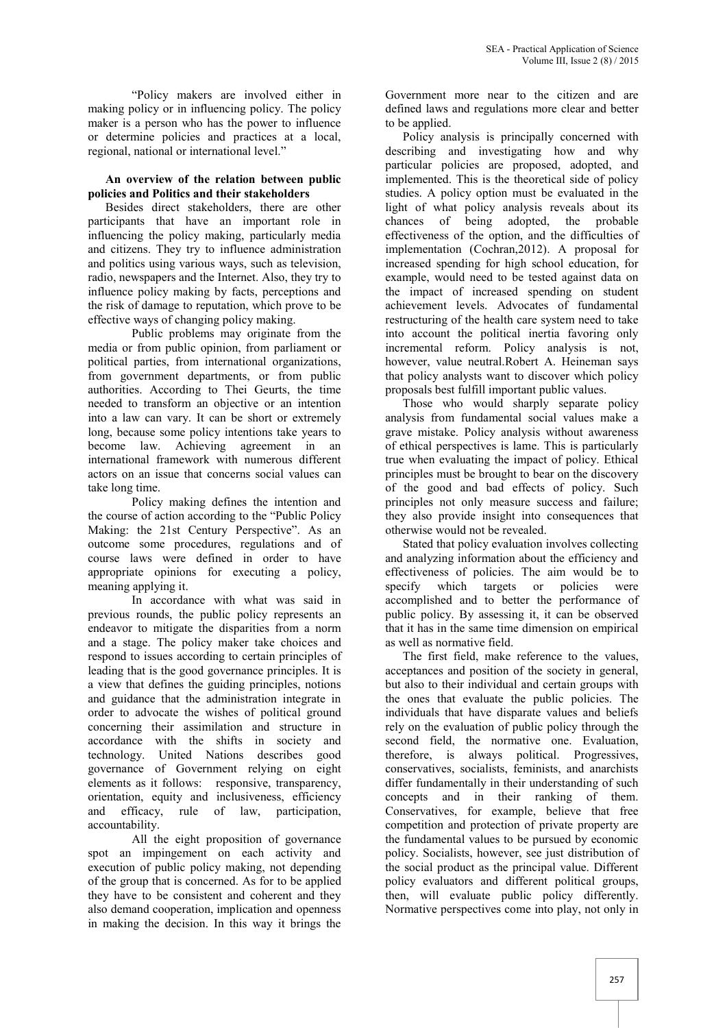"Policy makers are involved either in making policy or in influencing policy. The policy maker is a person who has the power to influence or determine policies and practices at a local, regional, national or international level."

**An overview of the relation between public policies and Politics and their stakeholders**

Besides direct stakeholders, there are other participants that have an important role in influencing the policy making, particularly media and citizens. They try to influence administration and politics using various ways, such as television, radio, newspapers and the Internet. Also, they try to influence policy making by facts, perceptions and the risk of damage to reputation, which prove to be effective ways of changing policy making.

Public problems may originate from the media or from public opinion, from parliament or political parties, from international organizations, from government departments, or from public authorities. According to Thei Geurts, the time needed to transform an objective or an intention into a law can vary. It can be short or extremely long, because some policy intentions take years to become law. Achieving agreement in an international framework with numerous different actors on an issue that concerns social values can take long time.

Policy making defines the intention and the course of action according to the "Public Policy Making: the 21st Century Perspective". As an outcome some procedures, regulations and of course laws were defined in order to have appropriate opinions for executing a policy, meaning applying it.

In accordance with what was said in previous rounds, the public policy represents an endeavor to mitigate the disparities from a norm and a stage. The policy maker take choices and respond to issues according to certain principles of leading that is the good governance principles. It is a view that defines the guiding principles, notions and guidance that the administration integrate in order to advocate the wishes of political ground concerning their assimilation and structure in accordance with the shifts in society and technology. United Nations describes good governance of Government relying on eight elements as it follows: responsive, transparency, orientation, equity and inclusiveness, efficiency and efficacy, rule of law, participation, accountability.

All the eight proposition of governance spot an impingement on each activity and execution of public policy making, not depending of the group that is concerned. As for to be applied they have to be consistent and coherent and they also demand cooperation, implication and openness in making the decision. In this way it brings the Government more near to the citizen and are defined laws and regulations more clear and better to be applied.

Policy analysis is principally concerned with describing and investigating how and why particular policies are proposed, adopted, and implemented. This is the theoretical side of policy studies. A policy option must be evaluated in the light of what policy analysis reveals about its chances of being adopted, the probable effectiveness of the option, and the difficulties of implementation (Cochran,2012). A proposal for increased spending for high school education, for example, would need to be tested against data on the impact of increased spending on student achievement levels. Advocates of fundamental restructuring of the health care system need to take into account the political inertia favoring only incremental reform. Policy analysis is not, however, value neutral.Robert A. Heineman says that policy analysts want to discover which policy proposals best fulfill important public values.

Those who would sharply separate policy analysis from fundamental social values make a grave mistake. Policy analysis without awareness of ethical perspectives is lame. This is particularly true when evaluating the impact of policy. Ethical principles must be brought to bear on the discovery of the good and bad effects of policy. Such principles not only measure success and failure; they also provide insight into consequences that otherwise would not be revealed.

Stated that policy evaluation involves collecting and analyzing information about the efficiency and effectiveness of policies. The aim would be to specify which targets or policies were accomplished and to better the performance of public policy. By assessing it, it can be observed that it has in the same time dimension on empirical as well as normative field.

The first field, make reference to the values, acceptances and position of the society in general, but also to their individual and certain groups with the ones that evaluate the public policies. The individuals that have disparate values and beliefs rely on the evaluation of public policy through the second field, the normative one. Evaluation, therefore, is always political. Progressives, conservatives, socialists, feminists, and anarchists differ fundamentally in their understanding of such concepts and in their ranking of them. Conservatives, for example, believe that free competition and protection of private property are the fundamental values to be pursued by economic policy. Socialists, however, see just distribution of the social product as the principal value. Different policy evaluators and different political groups, then, will evaluate public policy differently. Normative perspectives come into play, not only in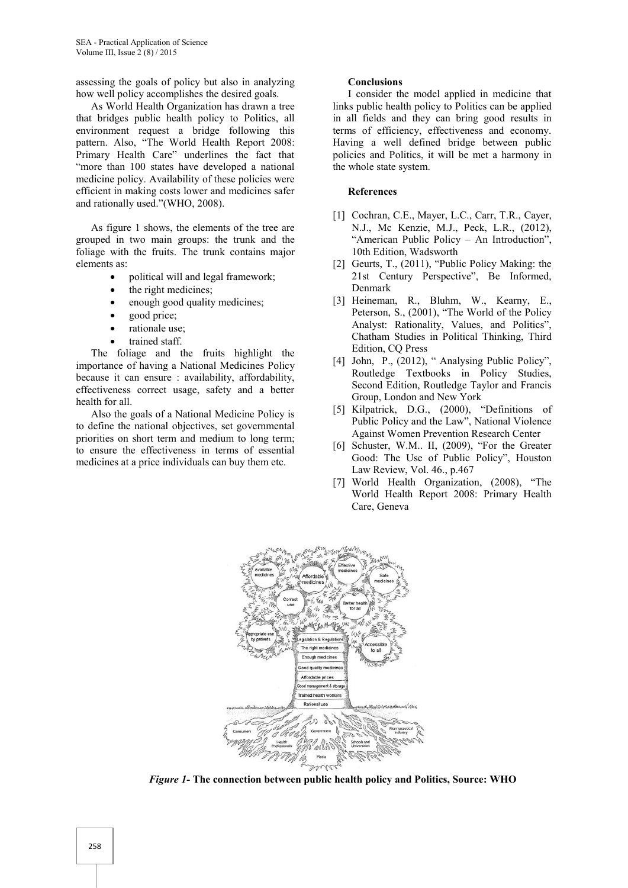assessing the goals of policy but also in analyzing how well policy accomplishes the desired goals.

As World Health Organization has drawn a tree that bridges public health policy to Politics, all environment request a bridge following this pattern. Also, "The World Health Report 2008: Primary Health Care" underlines the fact that "more than 100 states have developed a national medicine policy. Availability of these policies were efficient in making costs lower and medicines safer and rationally used."(WHO, 2008).

As figure 1 shows, the elements of the tree are grouped in two main groups: the trunk and the foliage with the fruits. The trunk contains major elements as:

- political will and legal framework;
- the right medicines;
- enough good quality medicines;
- good price;
- rationale use;
- trained staff.

The foliage and the fruits highlight the importance of having a National Medicines Policy because it can ensure : availability, affordability, effectiveness correct usage, safety and a better health for all.

Also the goals of a National Medicine Policy is to define the national objectives, set governmental priorities on short term and medium to long term; to ensure the effectiveness in terms of essential medicines at a price individuals can buy them etc.

## Conclusions

I consider the model applied in medicine that links public health policy to Politics can be applied in all fields and they can bring good results in terms of efficiency, effectiveness and economy. Having a well defined bridge between public policies and Politics, it will be met a harmony in the whole state system.

## References

[1] Cochran, C.E., Mayer, L.C., Carr, T.R., Cayer, N.J., Mc Kenzie, M.J., Peck, L.R., (2012), "American Public Policy – An Introduction", 10th Edition, Wadsworth

[2] Geurts, T., (2011), "Public Policy Making: the 21st Century Perspective", Be Informed, Denmark

[3] Heineman, R., Bluhm, W., Kearny, E., Peterson, S., (2001), "The World of the Policy Analyst: Rationality, Values, and Politics", Chatham Studies in Political Thinking, Third Edition, CQ Press

[4] John, P., (2012), " Analysing Public Policy", Routledge Textbooks in Policy Studies, Second Edition, Routledge Taylor and Francis Group, London and New York

[5] Kilpatrick, D.G., (2000), "Definitions of Public Policy and the Law", National Violence Against Women Prevention Research Center

[6] Schuster, W.M.. II, (2009), "For the Greater Good: The Use of Public Policy", Houston Law Review, Vol. 46., p.467

[7] World Health Organization, (2008), "The World Health Report 2008: Primary Health Care, Geneva

Available medicines
Affordable medicines
Effective medicines
Safe medicines
Correct use
Better health for all
Appropriate use by patients
Accessible to all
Legislation & Regulations
The right medicines
Enough medicines
Good quality medicines
Affordable prices
Good management & storage
Trained health workers
Rational use
Consumers
Health Professionals
Government
Media
Schools and Universities
Pharmaceutical Industry

***Figure 1*- The connection between public health policy and Politics, Source: WHO**